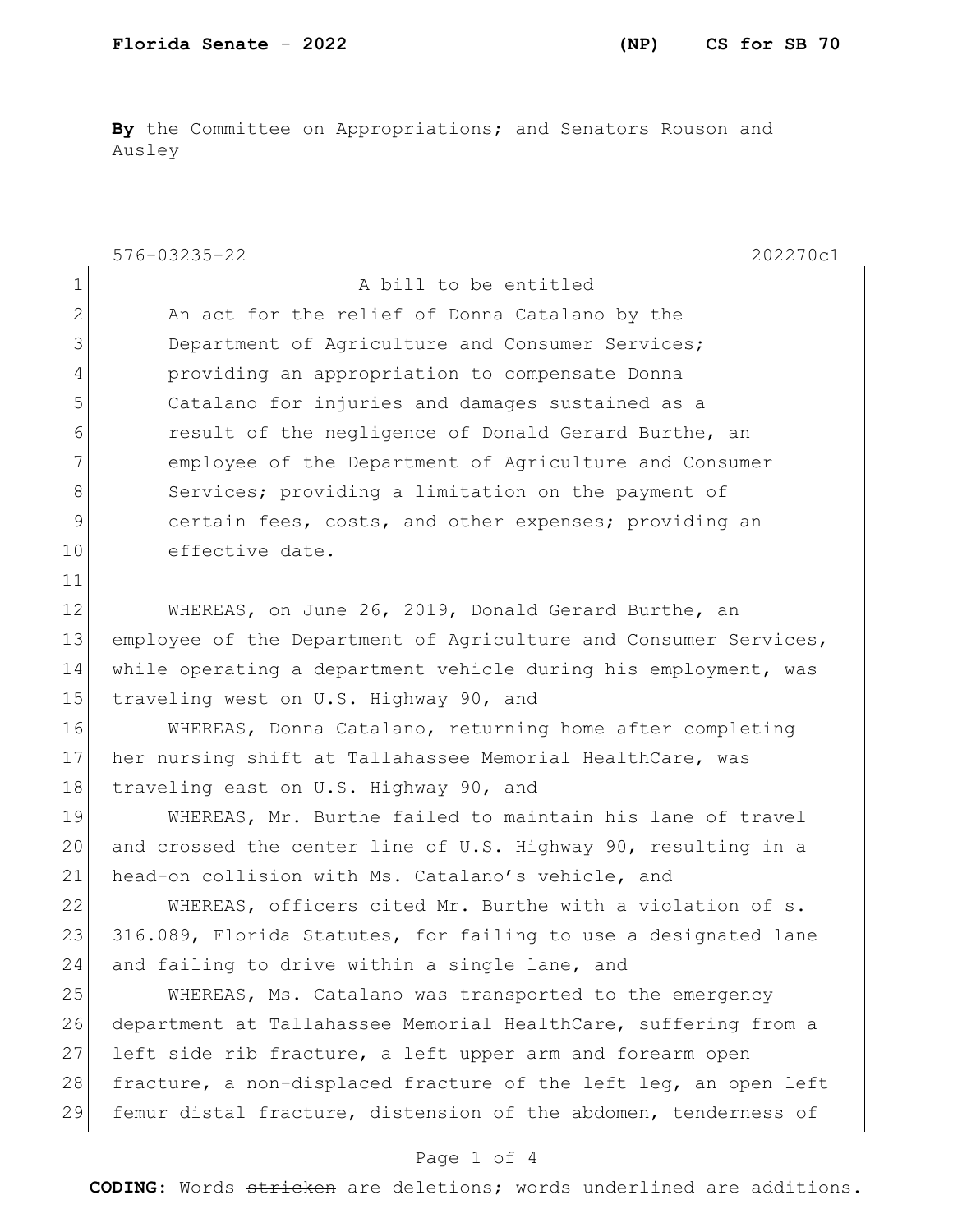**Florida Senate - 2022 (NP) CS for SB 70**

**By** the Committee on Appropriations; and Senators Rouson and Ausley

576-03235-22 202270c1

A bill to be entitled

An act for the relief of Donna Catalano by the Department of Agriculture and Consumer Services; providing an appropriation to compensate Donna Catalano for injuries and damages sustained as a result of the negligence of Donald Gerard Burthe, an employee of the Department of Agriculture and Consumer Services; providing a limitation on the payment of certain fees, costs, and other expenses; providing an effective date.

WHEREAS, on June 26, 2019, Donald Gerard Burthe, an employee of the Department of Agriculture and Consumer Services, while operating a department vehicle during his employment, was traveling west on U.S. Highway 90, and

WHEREAS, Donna Catalano, returning home after completing her nursing shift at Tallahassee Memorial HealthCare, was traveling east on U.S. Highway 90, and

WHEREAS, Mr. Burthe failed to maintain his lane of travel and crossed the center line of U.S. Highway 90, resulting in a head-on collision with Ms. Catalano's vehicle, and

WHEREAS, officers cited Mr. Burthe with a violation of s. 316.089, Florida Statutes, for failing to use a designated lane and failing to drive within a single lane, and

WHEREAS, Ms. Catalano was transported to the emergency department at Tallahassee Memorial HealthCare, suffering from a left side rib fracture, a left upper arm and forearm open fracture, a non-displaced fracture of the left leg, an open left femur distal fracture, distension of the abdomen, tenderness of

**CODING:** Words ~~stricken~~ are deletions; words underlined are additions.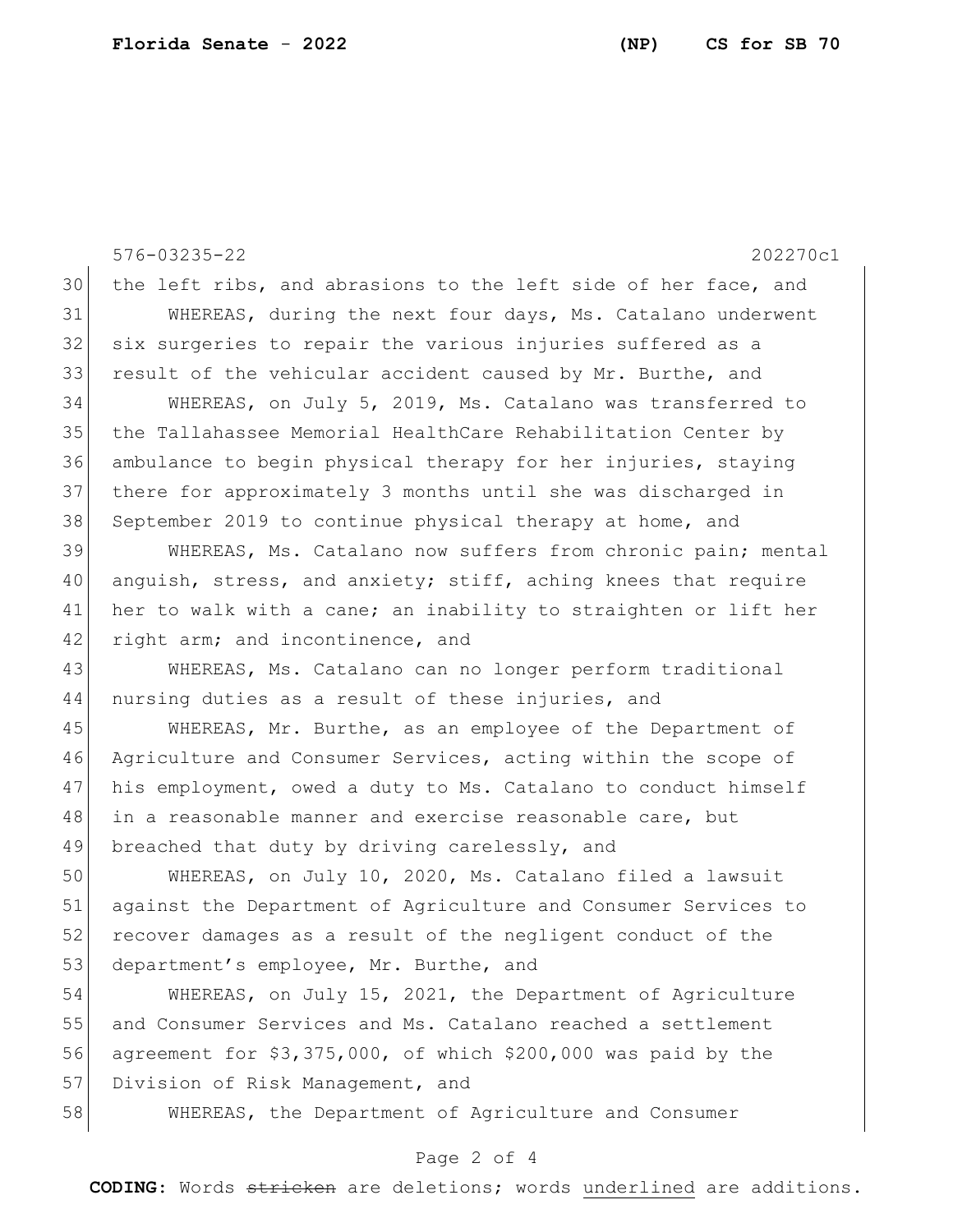the left ribs, and abrasions to the left side of her face, and

WHEREAS, during the next four days, Ms. Catalano underwent six surgeries to repair the various injuries suffered as a result of the vehicular accident caused by Mr. Burthe, and

WHEREAS, on July 5, 2019, Ms. Catalano was transferred to the Tallahassee Memorial HealthCare Rehabilitation Center by ambulance to begin physical therapy for her injuries, staying there for approximately 3 months until she was discharged in September 2019 to continue physical therapy at home, and

WHEREAS, Ms. Catalano now suffers from chronic pain; mental anguish, stress, and anxiety; stiff, aching knees that require her to walk with a cane; an inability to straighten or lift her right arm; and incontinence, and

WHEREAS, Ms. Catalano can no longer perform traditional nursing duties as a result of these injuries, and

WHEREAS, Mr. Burthe, as an employee of the Department of Agriculture and Consumer Services, acting within the scope of his employment, owed a duty to Ms. Catalano to conduct himself in a reasonable manner and exercise reasonable care, but breached that duty by driving carelessly, and

WHEREAS, on July 10, 2020, Ms. Catalano filed a lawsuit against the Department of Agriculture and Consumer Services to recover damages as a result of the negligent conduct of the department's employee, Mr. Burthe, and

WHEREAS, on July 15, 2021, the Department of Agriculture and Consumer Services and Ms. Catalano reached a settlement agreement for $3,375,000, of which $200,000 was paid by the Division of Risk Management, and

WHEREAS, the Department of Agriculture and Consumer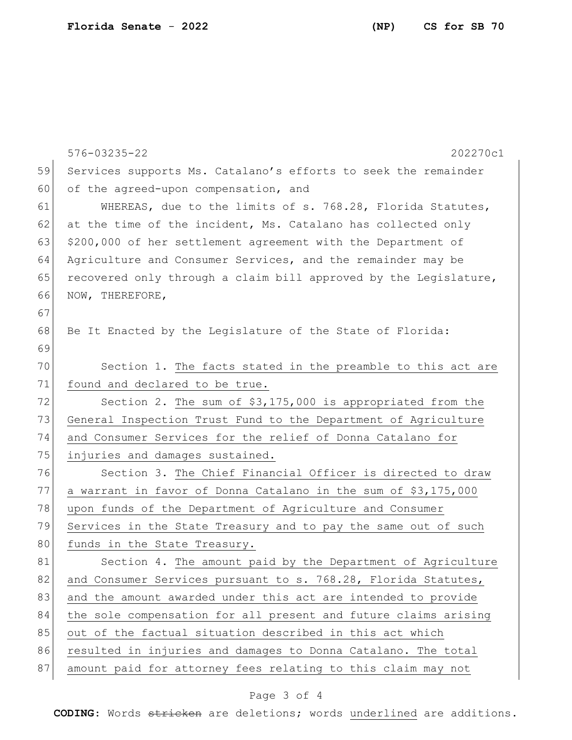Services supports Ms. Catalano's efforts to seek the remainder of the agreed-upon compensation, and

WHEREAS, due to the limits of s. 768.28, Florida Statutes, at the time of the incident, Ms. Catalano has collected only $200,000 of her settlement agreement with the Department of Agriculture and Consumer Services, and the remainder may be recovered only through a claim bill approved by the Legislature, NOW, THEREFORE,

Be It Enacted by the Legislature of the State of Florida:

Section 1. The facts stated in the preamble to this act are found and declared to be true.

Section 2. The sum of $3,175,000 is appropriated from the General Inspection Trust Fund to the Department of Agriculture and Consumer Services for the relief of Donna Catalano for injuries and damages sustained.

Section 3. The Chief Financial Officer is directed to draw a warrant in favor of Donna Catalano in the sum of $3,175,000 upon funds of the Department of Agriculture and Consumer Services in the State Treasury and to pay the same out of such funds in the State Treasury.

Section 4. The amount paid by the Department of Agriculture and Consumer Services pursuant to s. 768.28, Florida Statutes, and the amount awarded under this act are intended to provide the sole compensation for all present and future claims arising out of the factual situation described in this act which resulted in injuries and damages to Donna Catalano. The total amount paid for attorney fees relating to this claim may not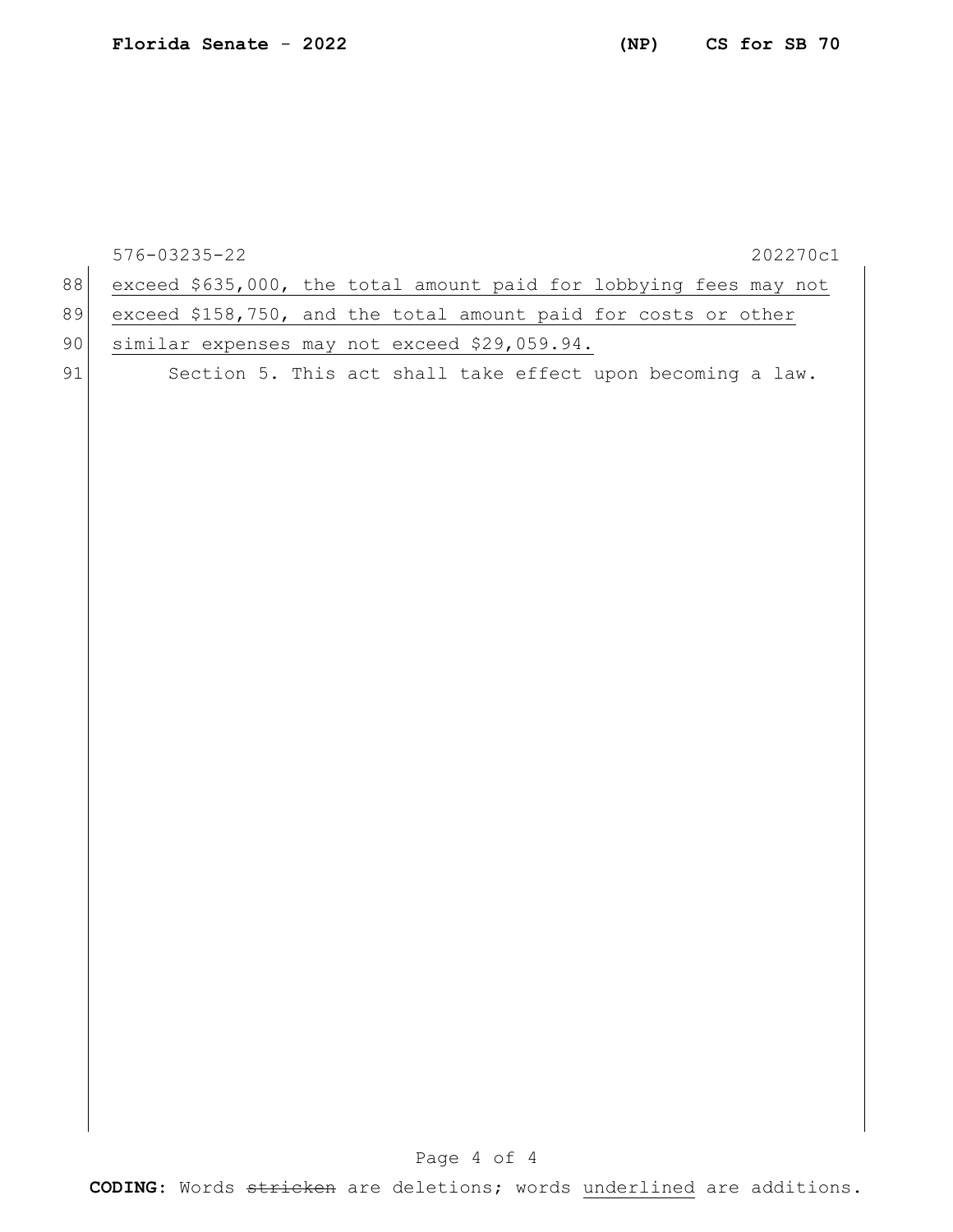exceed $635,000, the total amount paid for lobbying fees may not exceed $158,750, and the total amount paid for costs or other similar expenses may not exceed $29,059.94.

Section 5. This act shall take effect upon becoming a law.